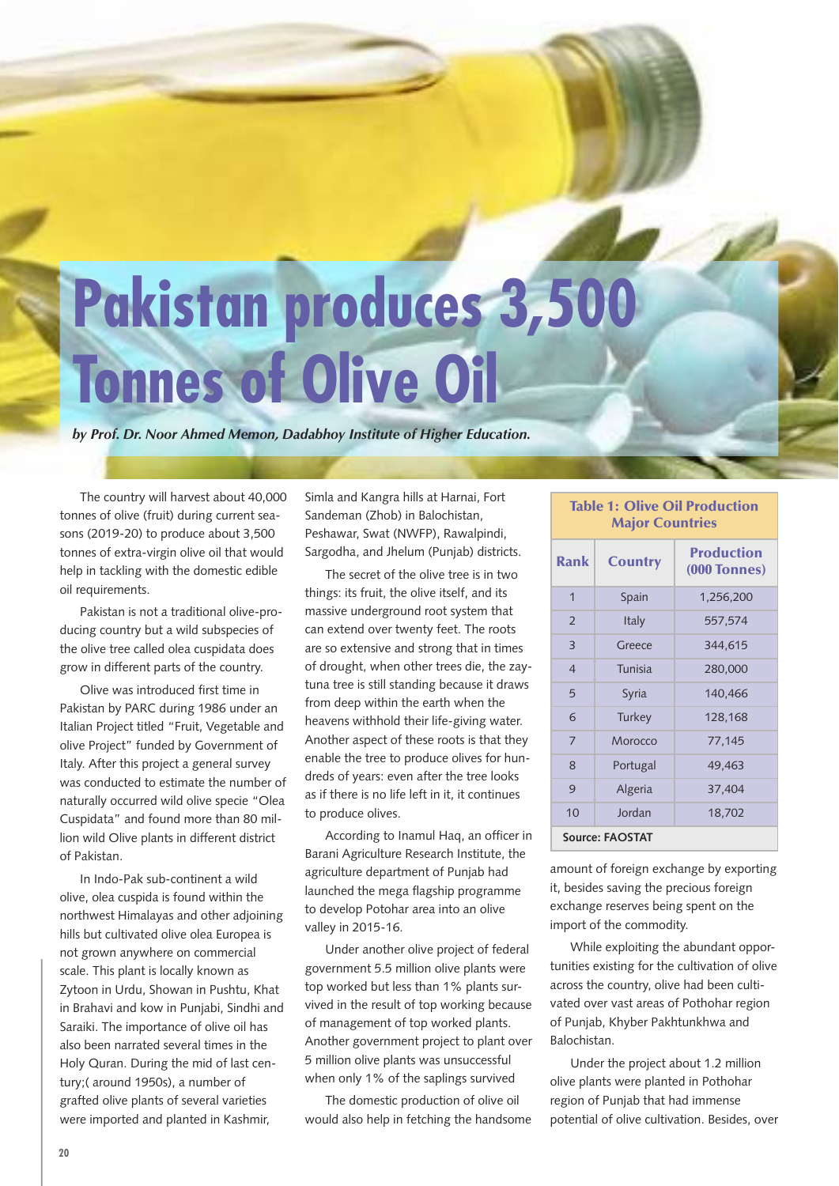# Pakistan produces 3,500 Tonnes of Olive Oil

*by Prof. Dr. Noor Ahmed Memon, Dadabhoy Institute of Higher Education.*

The country will harvest about 40,000 tonnes of olive (fruit) during current seasons (2019-20) to produce about 3,500 tonnes of extra-virgin olive oil that would help in tackling with the domestic edible oil requirements.

Pakistan is not a traditional olive-producing country but a wild subspecies of the olive tree called olea cuspidata does grow in different parts of the country.

Olive was introduced first time in Pakistan by PARC during 1986 under an Italian Project titled "Fruit, Vegetable and olive Project" funded by Government of Italy. After this project a general survey was conducted to estimate the number of naturally occurred wild olive specie "Olea Cuspidata" and found more than 80 million wild Olive plants in different district of Pakistan.

In Indo-Pak sub-continent a wild olive, olea cuspida is found within the northwest Himalayas and other adjoining hills but cultivated olive olea Europea is not grown anywhere on commercial scale. This plant is locally known as Zytoon in Urdu, Showan in Pushtu, Khat in Brahavi and kow in Punjabi, Sindhi and Saraiki. The importance of olive oil has also been narrated several times in the Holy Quran. During the mid of last century;( around 1950s), a number of grafted olive plants of several varieties were imported and planted in Kashmir, Simla and Kangra hills at Harnai, Fort Sandeman (Zhob) in Balochistan, Peshawar, Swat (NWFP), Rawalpindi, Sargodha, and Jhelum (Punjab) districts.

The secret of the olive tree is in two things: its fruit, the olive itself, and its massive underground root system that can extend over twenty feet. The roots are so extensive and strong that in times of drought, when other trees die, the zaytuna tree is still standing because it draws from deep within the earth when the heavens withhold their life-giving water. Another aspect of these roots is that they enable the tree to produce olives for hundreds of years: even after the tree looks as if there is no life left in it, it continues to produce olives.

According to Inamul Haq, an officer in Barani Agriculture Research Institute, the agriculture department of Punjab had launched the mega flagship programme to develop Potohar area into an olive valley in 2015-16.

Under another olive project of federal government 5.5 million olive plants were top worked but less than 1% plants survived in the result of top working because of management of top worked plants. Another government project to plant over 5 million olive plants was unsuccessful when only 1% of the saplings survived

The domestic production of olive oil would also help in fetching the handsome amount of foreign exchange by exporting it, besides saving the precious foreign exchange reserves being spent on the import of the commodity.

**Table 1: Olive Oil Production Major Countries**

| Rank | Country | Production (000 Tonnes) |
|---|---|---|
| 1 | Spain | 1,256,200 |
| 2 | Italy | 557,574 |
| 3 | Greece | 344,615 |
| 4 | Tunisia | 280,000 |
| 5 | Syria | 140,466 |
| 6 | Turkey | 128,168 |
| 7 | Morocco | 77,145 |
| 8 | Portugal | 49,463 |
| 9 | Algeria | 37,404 |
| 10 | Jordan | 18,702 |

Source: FAOSTAT

While exploiting the abundant opportunities existing for the cultivation of olive across the country, olive had been cultivated over vast areas of Pothohar region of Punjab, Khyber Pakhtunkhwa and Balochistan.

Under the project about 1.2 million olive plants were planted in Pothohar region of Punjab that had immense potential of olive cultivation. Besides, over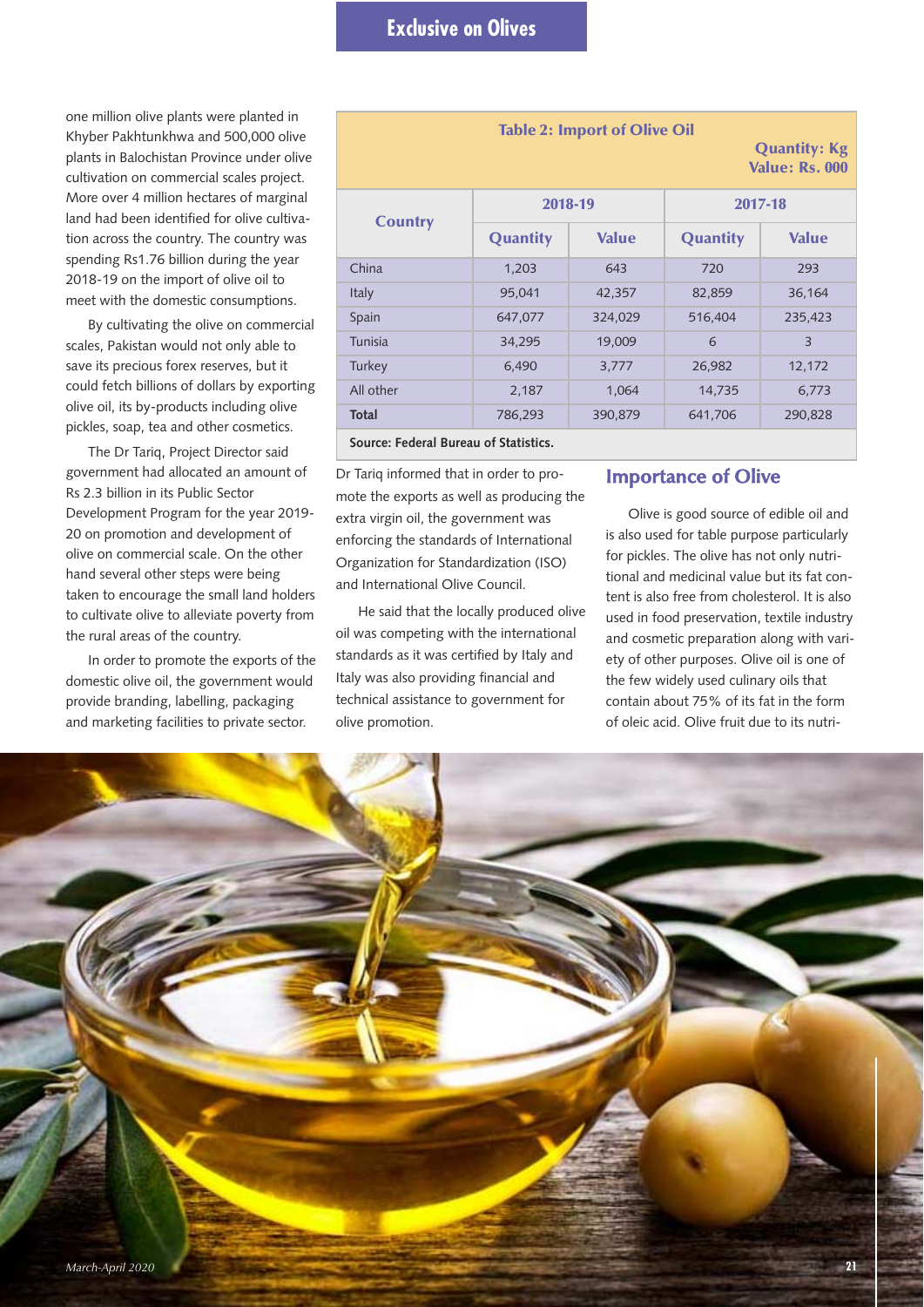one million olive plants were planted in Khyber Pakhtunkhwa and 500,000 olive plants in Balochistan Province under olive cultivation on commercial scales project. More over 4 million hectares of marginal land had been identified for olive cultivation across the country. The country was spending Rs1.76 billion during the year 2018-19 on the import of olive oil to meet with the domestic consumptions.

By cultivating the olive on commercial scales, Pakistan would not only able to save its precious forex reserves, but it could fetch billions of dollars by exporting olive oil, its by-products including olive pickles, soap, tea and other cosmetics.

The Dr Tariq, Project Director said government had allocated an amount of Rs 2.3 billion in its Public Sector Development Program for the year 2019-20 on promotion and development of olive on commercial scale. On the other hand several other steps were being taken to encourage the small land holders to cultivate olive to alleviate poverty from the rural areas of the country.

In order to promote the exports of the domestic olive oil, the government would provide branding, labelling, packaging and marketing facilities to private sector.

**Table 2: Import of Olive Oil**

Quantity: Kg
Value: Rs. 000

| Country | 2018-19 | | 2017-18 | |
|---|---|---|---|---|
| | Quantity | Value | Quantity | Value |
| China | 1,203 | 643 | 720 | 293 |
| Italy | 95,041 | 42,357 | 82,859 | 36,164 |
| Spain | 647,077 | 324,029 | 516,404 | 235,423 |
| Tunisia | 34,295 | 19,009 | 6 | 3 |
| Turkey | 6,490 | 3,777 | 26,982 | 12,172 |
| All other | 2,187 | 1,064 | 14,735 | 6,773 |
| **Total** | 786,293 | 390,879 | 641,706 | 290,828 |

**Source: Federal Bureau of Statistics.**

Dr Tariq informed that in order to promote the exports as well as producing the extra virgin oil, the government was enforcing the standards of International Organization for Standardization (ISO) and International Olive Council.

He said that the locally produced olive oil was competing with the international standards as it was certified by Italy and Italy was also providing financial and technical assistance to government for olive promotion.

## Importance of Olive

Olive is good source of edible oil and is also used for table purpose particularly for pickles. The olive has not only nutritional and medicinal value but its fat content is also free from cholesterol. It is also used in food preservation, textile industry and cosmetic preparation along with variety of other purposes. Olive oil is one of the few widely used culinary oils that contain about 75% of its fat in the form of oleic acid. Olive fruit due to its nutri-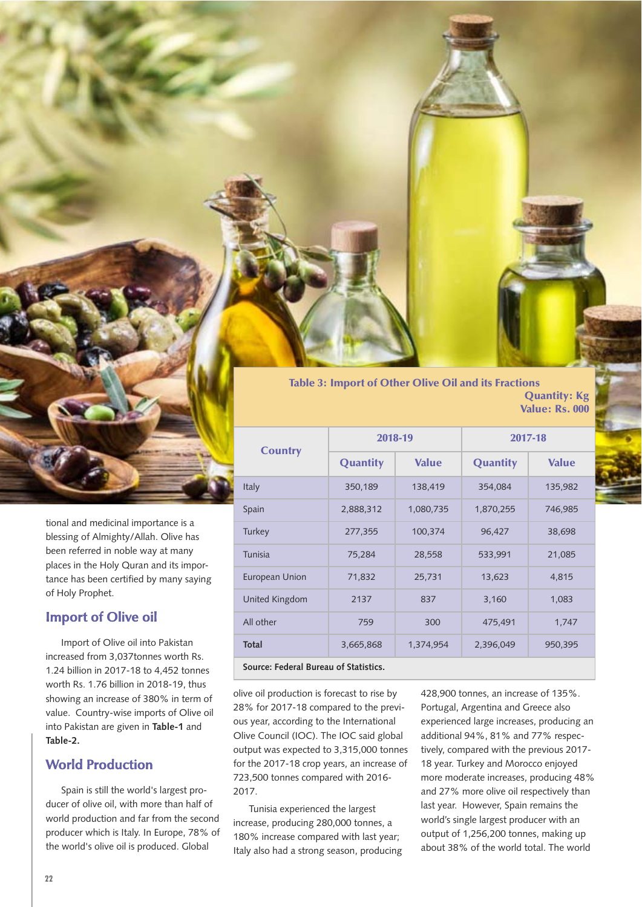tional and medicinal importance is a blessing of Almighty/Allah. Olive has been referred in noble way at many places in the Holy Quran and its importance has been certified by many saying of Holy Prophet.

## Import of Olive oil

Import of Olive into Pakistan increased from 3,037tonnes worth Rs. 1.24 billion in 2017-18 to 4,452 tonnes worth Rs. 1.76 billion in 2018-19, thus showing an increase of 380% in term of value. Country-wise imports of Olive oil into Pakistan are given in **Table-1** and **Table-2.**

**Table 3: Import of Other Olive Oil and its Fractions**

Quantity: Kg
Value: Rs. 000

| Country | 2018-19 | | 2017-18 | |
|---|---|---|---|---|
| | Quantity | Value | Quantity | Value |
| Italy | 350,189 | 138,419 | 354,084 | 135,982 |
| Spain | 2,888,312 | 1,080,735 | 1,870,255 | 746,985 |
| Turkey | 277,355 | 100,374 | 96,427 | 38,698 |
| Tunisia | 75,284 | 28,558 | 533,991 | 21,085 |
| European Union | 71,832 | 25,731 | 13,623 | 4,815 |
| United Kingdom | 2137 | 837 | 3,160 | 1,083 |
| All other | 759 | 300 | 475,491 | 1,747 |
| **Total** | 3,665,868 | 1,374,954 | 2,396,049 | 950,395 |

**Source: Federal Bureau of Statistics.**

## World Production

Spain is still the world's largest producer of olive oil, with more than half of world production and far from the second producer which is Italy. In Europe, 78% of the world's olive oil is produced. Global olive oil production is forecast to rise by 28% for 2017-18 compared to the previous year, according to the International Olive Council (IOC). The IOC said global output was expected to 3,315,000 tonnes for the 2017-18 crop years, an increase of 723,500 tonnes compared with 2016-2017.

Tunisia experienced the largest increase, producing 280,000 tonnes, a 180% increase compared with last year; Italy also had a strong season, producing 428,900 tonnes, an increase of 135%. Portugal, Argentina and Greece also experienced large increases, producing an additional 94%, 81% and 77% respectively, compared with the previous 2017-18 year. Turkey and Morocco enjoyed more moderate increases, producing 48% and 27% more olive oil respectively than last year. However, Spain remains the world's single largest producer with an output of 1,256,200 tonnes, making up about 38% of the world total. The world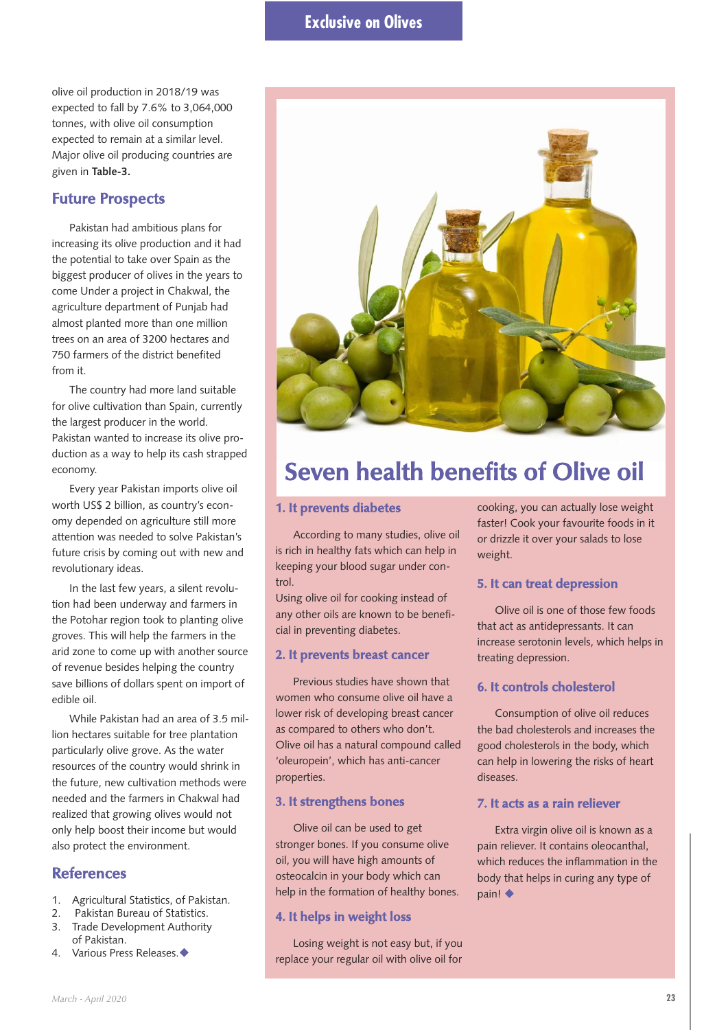olive oil production in 2018/19 was expected to fall by 7.6% to 3,064,000 tonnes, with olive oil consumption expected to remain at a similar level. Major olive oil producing countries are given in **Table-3.**

## Future Prospects

Pakistan had ambitious plans for increasing its olive production and it had the potential to take over Spain as the biggest producer of olives in the years to come Under a project in Chakwal, the agriculture department of Punjab had almost planted more than one million trees on an area of 3200 hectares and 750 farmers of the district benefited from it.

The country had more land suitable for olive cultivation than Spain, currently the largest producer in the world. Pakistan wanted to increase its olive production as a way to help its cash strapped economy.

Every year Pakistan imports olive oil worth US$ 2 billion, as country's economy depended on agriculture still more attention was needed to solve Pakistan's future crisis by coming out with new and revolutionary ideas.

In the last few years, a silent revolution had been underway and farmers in the Potohar region took to planting olive groves. This will help the farmers in the arid zone to come up with another source of revenue besides helping the country save billions of dollars spent on import of edible oil.

While Pakistan had an area of 3.5 million hectares suitable for tree plantation particularly olive grove. As the water resources of the country would shrink in the future, new cultivation methods were needed and the farmers in Chakwal had realized that growing olives would not only help boost their income but would also protect the environment.

## References

1. Agricultural Statistics, of Pakistan.
2. Pakistan Bureau of Statistics.
3. Trade Development Authority of Pakistan.
4. Various Press Releases.◆

# Seven health benefits of Olive oil

### 1. It prevents diabetes

According to many studies, olive oil is rich in healthy fats which can help in keeping your blood sugar under control.
Using olive oil for cooking instead of any other oils are known to be beneficial in preventing diabetes.

### 2. It prevents breast cancer

Previous studies have shown that women who consume olive oil have a lower risk of developing breast cancer as compared to others who don't. Olive oil has a natural compound called 'oleuropein', which has anti-cancer properties.

### 3. It strengthens bones

Olive oil can be used to get stronger bones. If you consume olive oil, you will have high amounts of osteocalcin in your body which can help in the formation of healthy bones.

### 4. It helps in weight loss

Losing weight is not easy but, if you replace your regular oil with olive oil for cooking, you can actually lose weight faster! Cook your favourite foods in it or drizzle it over your salads to lose weight.

### 5. It can treat depression

Olive oil is one of those few foods that act as antidepressants. It can increase serotonin levels, which helps in treating depression.

### 6. It controls cholesterol

Consumption of olive oil reduces the bad cholesterols and increases the good cholesterols in the body, which can help in lowering the risks of heart diseases.

### 7. It acts as a rain reliever

Extra virgin olive oil is known as a pain reliever. It contains oleocanthal, which reduces the inflammation in the body that helps in curing any type of pain! ◆